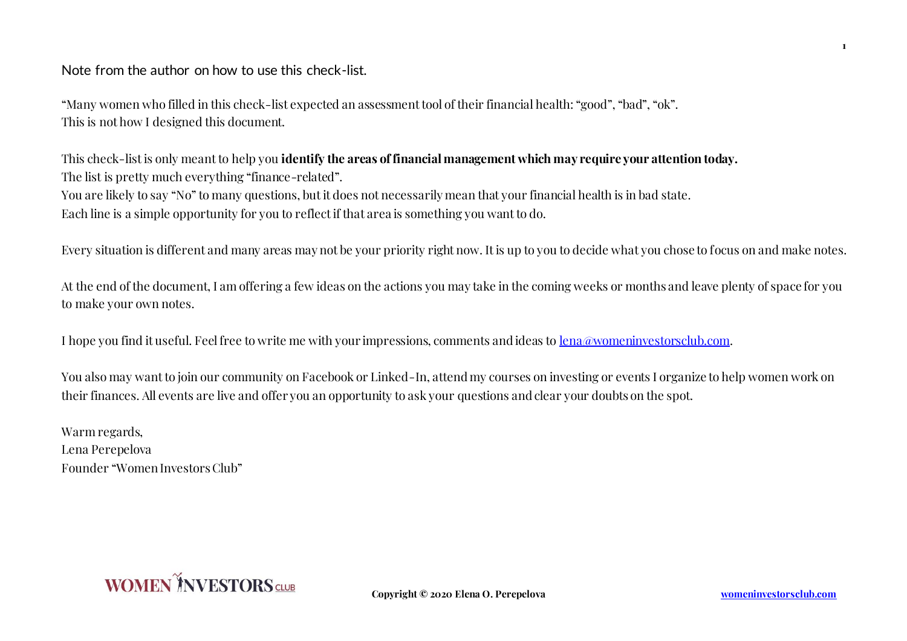Note from the author on how to use this check-list.

"Many women who filled in this check-list expected an assessment tool of their financial health: "good", "bad", "ok".
This is not how I designed this document.

This check-list is only meant to help you **identify the areas of financial management which may require your attention today.**
The list is pretty much everything "finance-related".
You are likely to say "No" to many questions, but it does not necessarily mean that your financial health is in bad state.
Each line is a simple opportunity for you to reflect if that area is something you want to do.

Every situation is different and many areas may not be your priority right now. It is up to you to decide what you chose to focus on and make notes.

At the end of the document, I am offering a few ideas on the actions you may take in the coming weeks or months and leave plenty of space for you to make your own notes.

I hope you find it useful. Feel free to write me with your impressions, comments and ideas to lena@womeninvestorsclub.com.

You also may want to join our community on Facebook or Linked-In, attend my courses on investing or events I organize to help women work on their finances. All events are live and offer you an opportunity to ask your questions and clear your doubts on the spot.

Warm regards,
Lena Perepelova
Founder "Women Investors Club"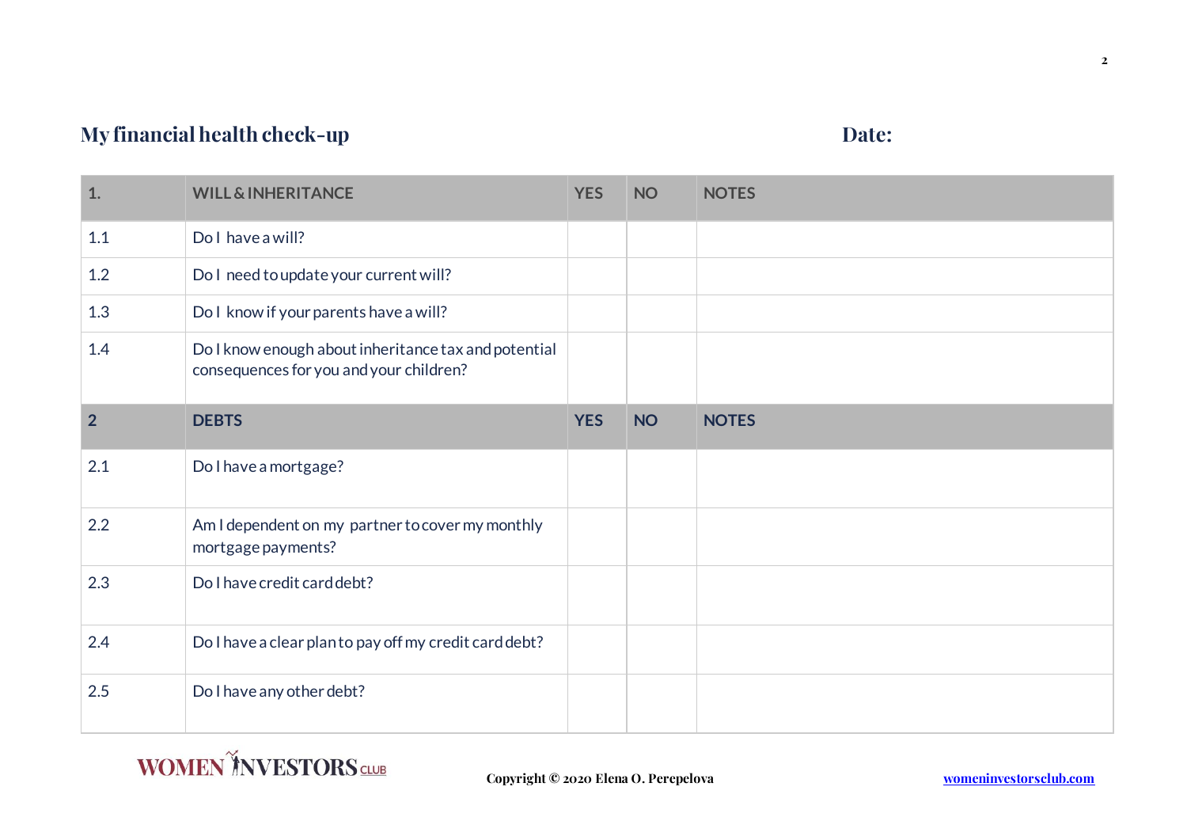## My financial health check-up

**Date:**

| 1. | WILL & INHERITANCE | YES | NO | NOTES |
|---|---|---|---|---|
| 1.1 | Do I have a will? | | | |
| 1.2 | Do I need to update your current will? | | | |
| 1.3 | Do I know if your parents have a will? | | | |
| 1.4 | Do I know enough about inheritance tax and potential consequences for you and your children? | | | |
| **2** | **DEBTS** | **YES** | **NO** | **NOTES** |
| 2.1 | Do I have a mortgage? | | | |
| 2.2 | Am I dependent on my partner to cover my monthly mortgage payments? | | | |
| 2.3 | Do I have credit card debt? | | | |
| 2.4 | Do I have a clear plan to pay off my credit card debt? | | | |
| 2.5 | Do I have any other debt? | | | |

WOMEN INVESTORS CLUB

Copyright © 2020 Elena O. Perepelova

womeninvestorsclub.com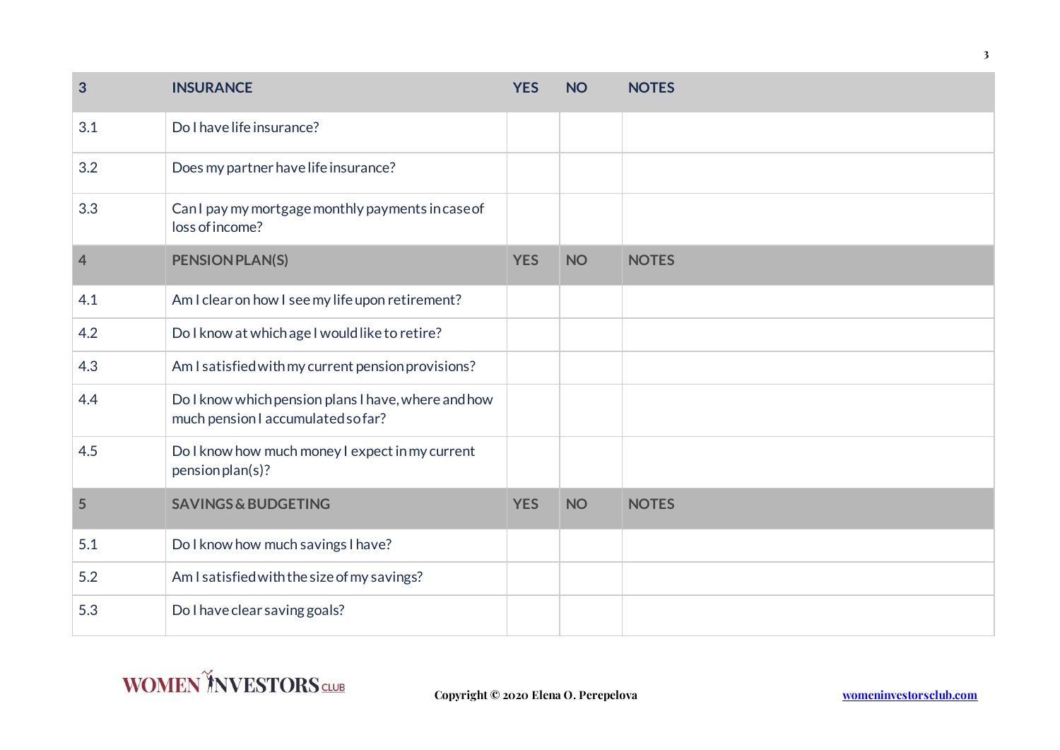| 3 | INSURANCE | YES | NO | NOTES |
|---|---|---|---|---|
| 3.1 | Do I have life insurance? | | | |
| 3.2 | Does my partner have life insurance? | | | |
| 3.3 | Can I pay my mortgage monthly payments in case of loss of income? | | | |
| **4** | **PENSION PLAN(S)** | **YES** | **NO** | **NOTES** |
| 4.1 | Am I clear on how I see my life upon retirement? | | | |
| 4.2 | Do I know at which age I would like to retire? | | | |
| 4.3 | Am I satisfied with my current pension provisions? | | | |
| 4.4 | Do I know which pension plans I have, where and how much pension I accumulated so far? | | | |
| 4.5 | Do I know how much money I expect in my current pension plan(s)? | | | |
| **5** | **SAVINGS & BUDGETING** | **YES** | **NO** | **NOTES** |
| 5.1 | Do I know how much savings I have? | | | |
| 5.2 | Am I satisfied with the size of my savings? | | | |
| 5.3 | Do I have clear saving goals? | | | |

WOMEN INVESTORS CLUB

Copyright © 2020 Elena O. Perepelova

womeninvestorsclub.com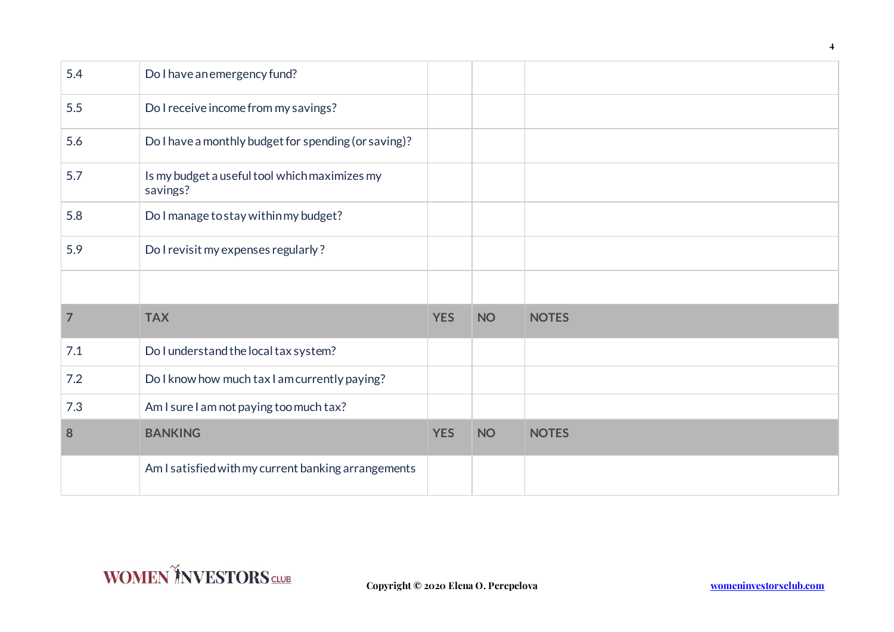| | | | | |
|---|---|---|---|---|
| 5.4 | Do I have an emergency fund? | | | |
| 5.5 | Do I receive income from my savings? | | | |
| 5.6 | Do I have a monthly budget for spending (or saving)? | | | |
| 5.7 | Is my budget a useful tool which maximizes my savings? | | | |
| 5.8 | Do I manage to stay within my budget? | | | |
| 5.9 | Do I revisit my expenses regularly ? | | | |
| | | | | |
| **7** | **TAX** | **YES** | **NO** | **NOTES** |
| 7.1 | Do I understand the local tax system? | | | |
| 7.2 | Do I know how much tax I am currently paying? | | | |
| 7.3 | Am I sure I am not paying too much tax? | | | |
| **8** | **BANKING** | **YES** | **NO** | **NOTES** |
| | Am I satisfied with my current banking arrangements | | | |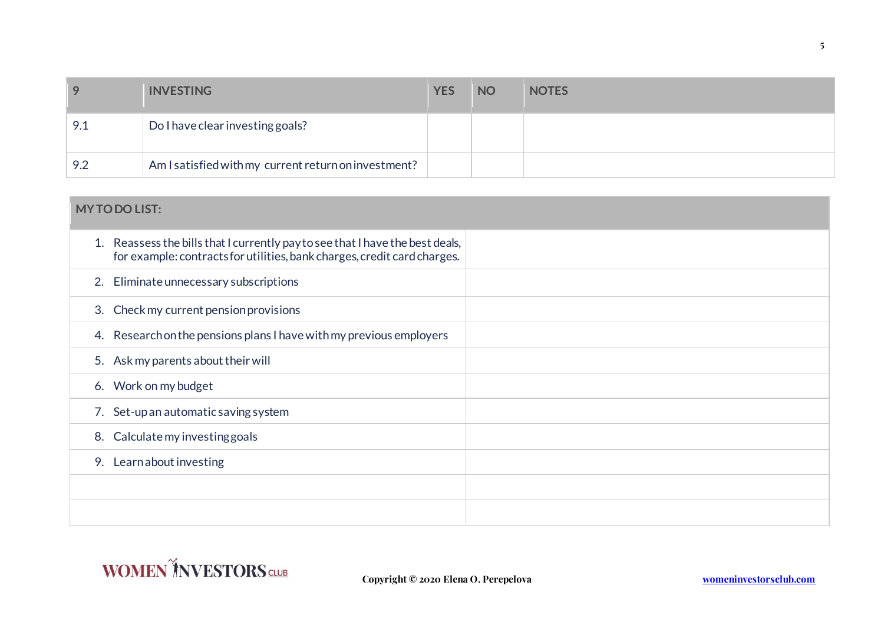| 9 | INVESTING | YES | NO | NOTES |
|---|---|---|---|---|
| 9.1 | Do I have clear investing goals? | | | |
| 9.2 | Am I satisfied with my current return on investment? | | | |

| MY TO DO LIST: | |
|---|---|
| 1. Reassess the bills that I currently pay to see that I have the best deals, for example: contracts for utilities, bank charges, credit card charges. | |
| 2. Eliminate unnecessary subscriptions | |
| 3. Check my current pension provisions | |
| 4. Research on the pensions plans I have with my previous employers | |
| 5. Ask my parents about their will | |
| 6. Work on my budget | |
| 7. Set-up an automatic saving system | |
| 8. Calculate my investing goals | |
| 9. Learn about investing | |
| | |
| | |

WOMEN INVESTORS CLUB

Copyright © 2020 Elena O. Perepelova

womeninvestorsclub.com